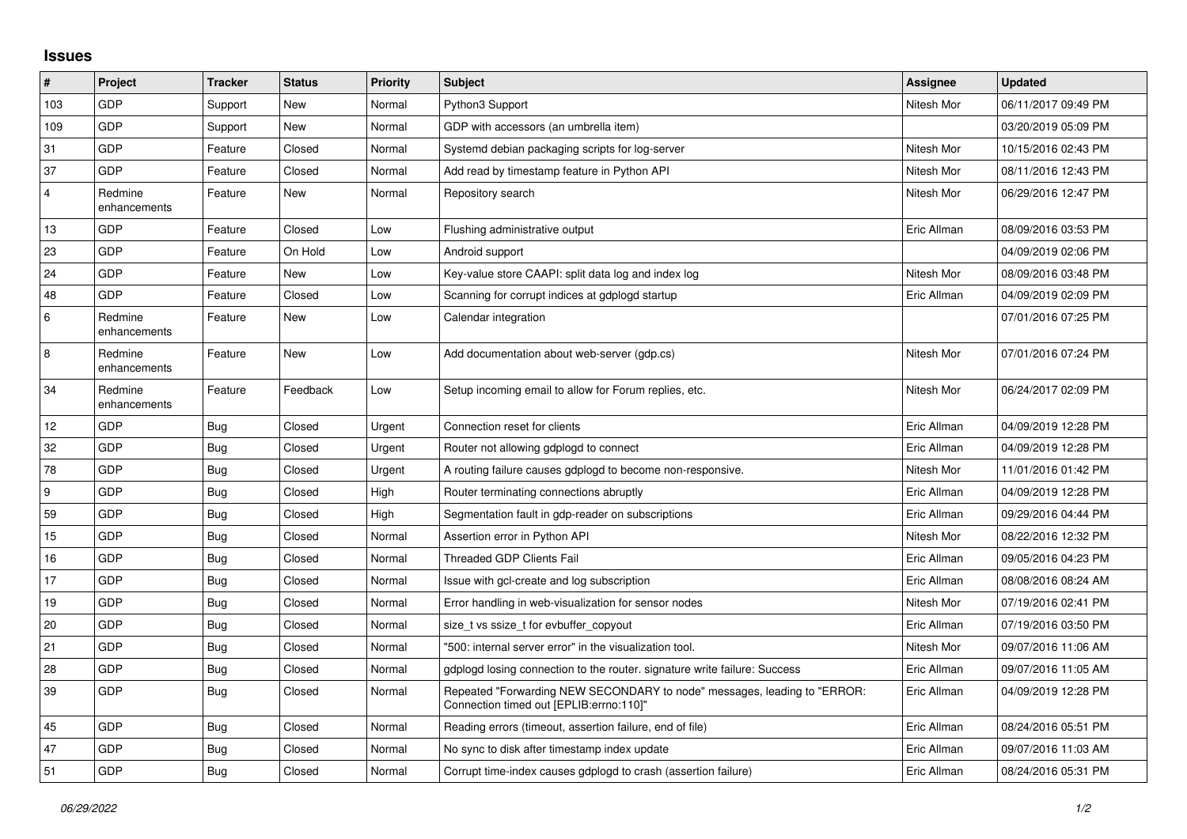# Issues

| # | Project | Tracker | Status | Priority | Subject | Assignee | Updated |
|---|---|---|---|---|---|---|---|
| 103 | GDP | Support | New | Normal | Python3 Support | Nitesh Mor | 06/11/2017 09:49 PM |
| 109 | GDP | Support | New | Normal | GDP with accessors (an umbrella item) | | 03/20/2019 05:09 PM |
| 31 | GDP | Feature | Closed | Normal | Systemd debian packaging scripts for log-server | Nitesh Mor | 10/15/2016 02:43 PM |
| 37 | GDP | Feature | Closed | Normal | Add read by timestamp feature in Python API | Nitesh Mor | 08/11/2016 12:43 PM |
| 4 | Redmine enhancements | Feature | New | Normal | Repository search | Nitesh Mor | 06/29/2016 12:47 PM |
| 13 | GDP | Feature | Closed | Low | Flushing administrative output | Eric Allman | 08/09/2016 03:53 PM |
| 23 | GDP | Feature | On Hold | Low | Android support | | 04/09/2019 02:06 PM |
| 24 | GDP | Feature | New | Low | Key-value store CAAPI: split data log and index log | Nitesh Mor | 08/09/2016 03:48 PM |
| 48 | GDP | Feature | Closed | Low | Scanning for corrupt indices at gdplogd startup | Eric Allman | 04/09/2019 02:09 PM |
| 6 | Redmine enhancements | Feature | New | Low | Calendar integration | | 07/01/2016 07:25 PM |
| 8 | Redmine enhancements | Feature | New | Low | Add documentation about web-server (gdp.cs) | Nitesh Mor | 07/01/2016 07:24 PM |
| 34 | Redmine enhancements | Feature | Feedback | Low | Setup incoming email to allow for Forum replies, etc. | Nitesh Mor | 06/24/2017 02:09 PM |
| 12 | GDP | Bug | Closed | Urgent | Connection reset for clients | Eric Allman | 04/09/2019 12:28 PM |
| 32 | GDP | Bug | Closed | Urgent | Router not allowing gdplogd to connect | Eric Allman | 04/09/2019 12:28 PM |
| 78 | GDP | Bug | Closed | Urgent | A routing failure causes gdplogd to become non-responsive. | Nitesh Mor | 11/01/2016 01:42 PM |
| 9 | GDP | Bug | Closed | High | Router terminating connections abruptly | Eric Allman | 04/09/2019 12:28 PM |
| 59 | GDP | Bug | Closed | High | Segmentation fault in gdp-reader on subscriptions | Eric Allman | 09/29/2016 04:44 PM |
| 15 | GDP | Bug | Closed | Normal | Assertion error in Python API | Nitesh Mor | 08/22/2016 12:32 PM |
| 16 | GDP | Bug | Closed | Normal | Threaded GDP Clients Fail | Eric Allman | 09/05/2016 04:23 PM |
| 17 | GDP | Bug | Closed | Normal | Issue with gcl-create and log subscription | Eric Allman | 08/08/2016 08:24 AM |
| 19 | GDP | Bug | Closed | Normal | Error handling in web-visualization for sensor nodes | Nitesh Mor | 07/19/2016 02:41 PM |
| 20 | GDP | Bug | Closed | Normal | size_t vs ssize_t for evbuffer_copyout | Eric Allman | 07/19/2016 03:50 PM |
| 21 | GDP | Bug | Closed | Normal | "500: internal server error" in the visualization tool. | Nitesh Mor | 09/07/2016 11:06 AM |
| 28 | GDP | Bug | Closed | Normal | gdplogd losing connection to the router. signature write failure: Success | Eric Allman | 09/07/2016 11:05 AM |
| 39 | GDP | Bug | Closed | Normal | Repeated "Forwarding NEW SECONDARY to node" messages, leading to "ERROR: Connection timed out [EPLIB:errno:110]" | Eric Allman | 04/09/2019 12:28 PM |
| 45 | GDP | Bug | Closed | Normal | Reading errors (timeout, assertion failure, end of file) | Eric Allman | 08/24/2016 05:51 PM |
| 47 | GDP | Bug | Closed | Normal | No sync to disk after timestamp index update | Eric Allman | 09/07/2016 11:03 AM |
| 51 | GDP | Bug | Closed | Normal | Corrupt time-index causes gdplogd to crash (assertion failure) | Eric Allman | 08/24/2016 05:31 PM |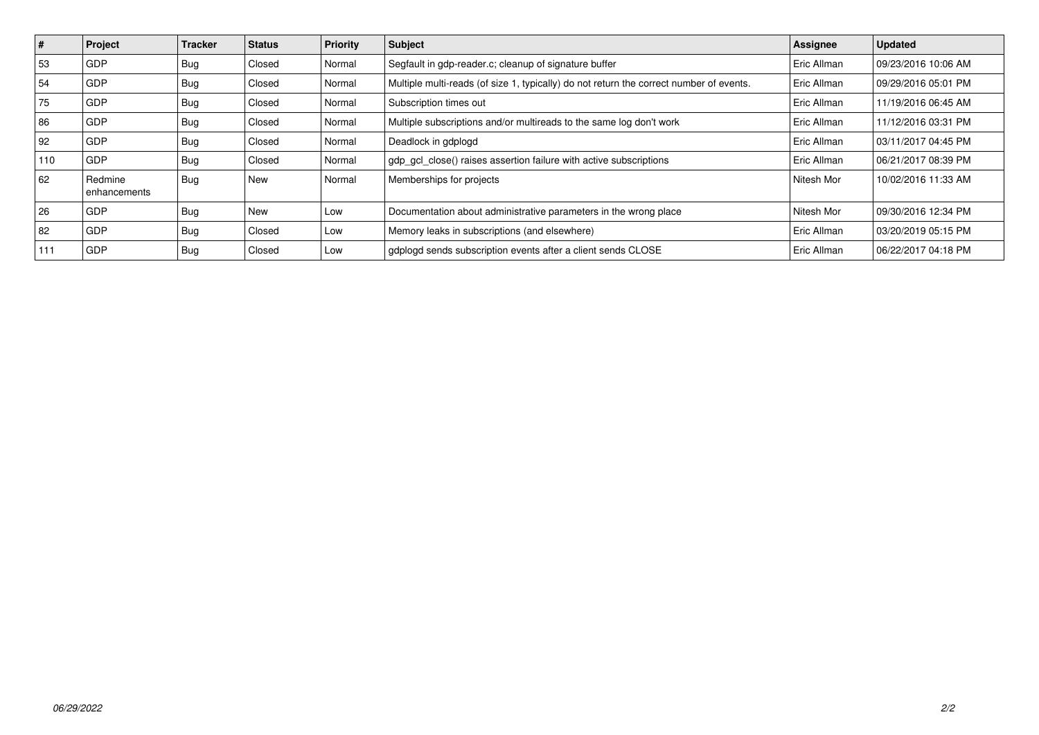| # | Project | Tracker | Status | Priority | Subject | Assignee | Updated |
|---|---|---|---|---|---|---|---|
| 53 | GDP | Bug | Closed | Normal | Segfault in gdp-reader.c; cleanup of signature buffer | Eric Allman | 09/23/2016 10:06 AM |
| 54 | GDP | Bug | Closed | Normal | Multiple multi-reads (of size 1, typically) do not return the correct number of events. | Eric Allman | 09/29/2016 05:01 PM |
| 75 | GDP | Bug | Closed | Normal | Subscription times out | Eric Allman | 11/19/2016 06:45 AM |
| 86 | GDP | Bug | Closed | Normal | Multiple subscriptions and/or multireads to the same log don't work | Eric Allman | 11/12/2016 03:31 PM |
| 92 | GDP | Bug | Closed | Normal | Deadlock in gdplogd | Eric Allman | 03/11/2017 04:45 PM |
| 110 | GDP | Bug | Closed | Normal | gdp_gcl_close() raises assertion failure with active subscriptions | Eric Allman | 06/21/2017 08:39 PM |
| 62 | Redmine enhancements | Bug | New | Normal | Memberships for projects | Nitesh Mor | 10/02/2016 11:33 AM |
| 26 | GDP | Bug | New | Low | Documentation about administrative parameters in the wrong place | Nitesh Mor | 09/30/2016 12:34 PM |
| 82 | GDP | Bug | Closed | Low | Memory leaks in subscriptions (and elsewhere) | Eric Allman | 03/20/2019 05:15 PM |
| 111 | GDP | Bug | Closed | Low | gdplogd sends subscription events after a client sends CLOSE | Eric Allman | 06/22/2017 04:18 PM |